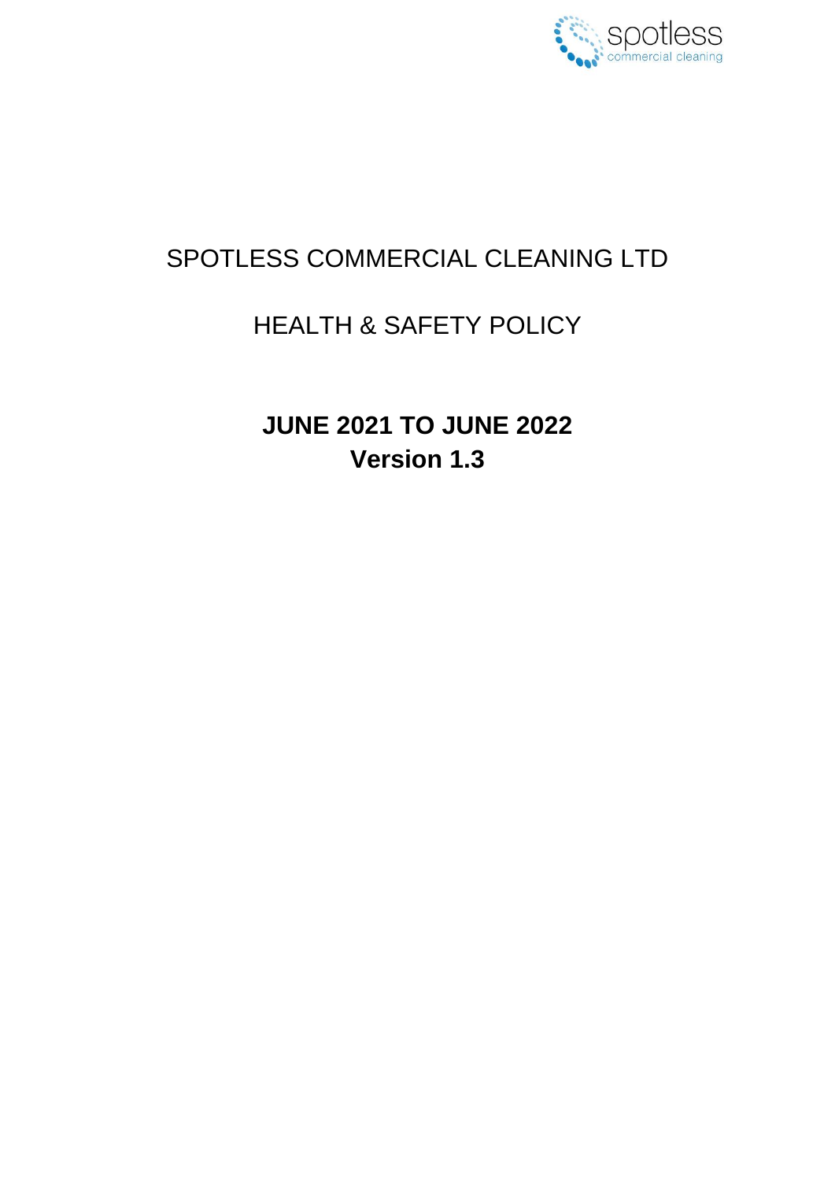# SPOTLESS COMMERCIAL CLEANING LTD

## HEALTH & SAFETY POLICY

**JUNE 2021 TO JUNE 2022**
**Version 1.3**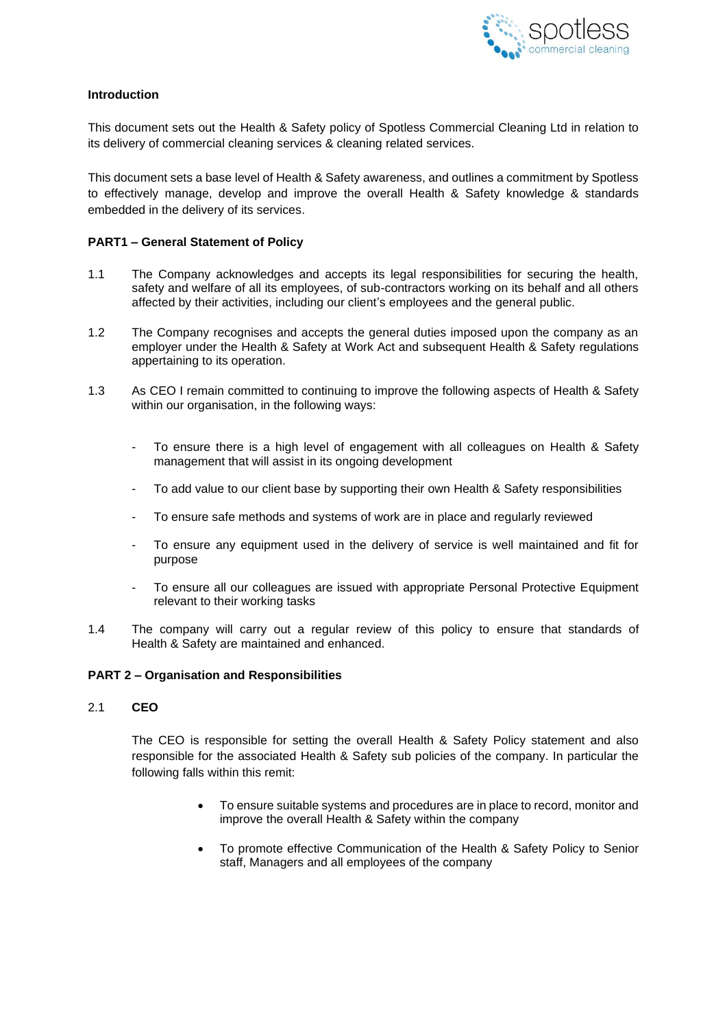**Introduction**

This document sets out the Health & Safety policy of Spotless Commercial Cleaning Ltd in relation to its delivery of commercial cleaning services & cleaning related services.

This document sets a base level of Health & Safety awareness, and outlines a commitment by Spotless to effectively manage, develop and improve the overall Health & Safety knowledge & standards embedded in the delivery of its services.

**PART1 – General Statement of Policy**

1.1 The Company acknowledges and accepts its legal responsibilities for securing the health, safety and welfare of all its employees, of sub-contractors working on its behalf and all others affected by their activities, including our client's employees and the general public.

1.2 The Company recognises and accepts the general duties imposed upon the company as an employer under the Health & Safety at Work Act and subsequent Health & Safety regulations appertaining to its operation.

1.3 As CEO I remain committed to continuing to improve the following aspects of Health & Safety within our organisation, in the following ways:

- To ensure there is a high level of engagement with all colleagues on Health & Safety management that will assist in its ongoing development
- To add value to our client base by supporting their own Health & Safety responsibilities
- To ensure safe methods and systems of work are in place and regularly reviewed
- To ensure any equipment used in the delivery of service is well maintained and fit for purpose
- To ensure all our colleagues are issued with appropriate Personal Protective Equipment relevant to their working tasks

1.4 The company will carry out a regular review of this policy to ensure that standards of Health & Safety are maintained and enhanced.

**PART 2 – Organisation and Responsibilities**

2.1 **CEO**

The CEO is responsible for setting the overall Health & Safety Policy statement and also responsible for the associated Health & Safety sub policies of the company. In particular the following falls within this remit:

- To ensure suitable systems and procedures are in place to record, monitor and improve the overall Health & Safety within the company
- To promote effective Communication of the Health & Safety Policy to Senior staff, Managers and all employees of the company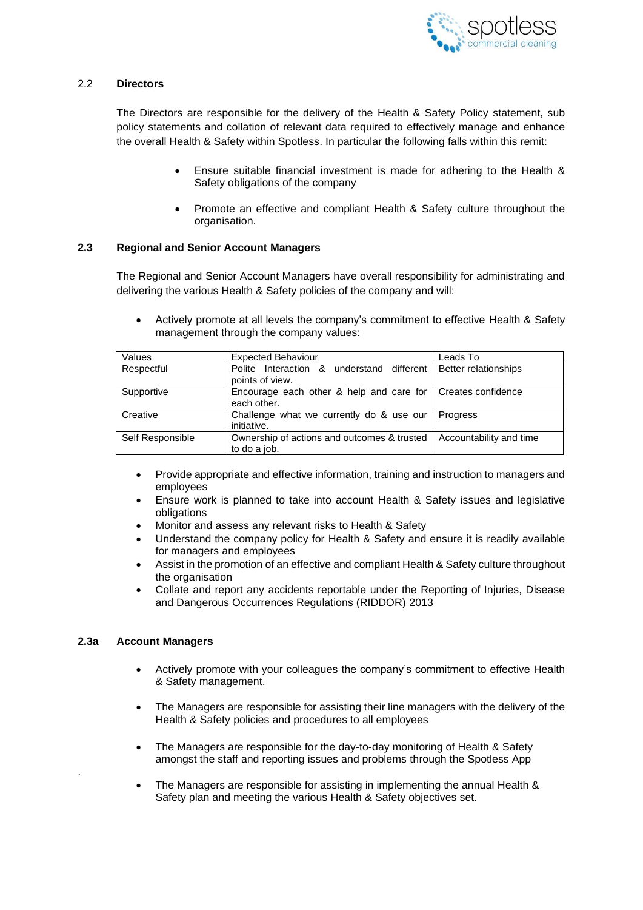## 2.2 Directors

The Directors are responsible for the delivery of the Health & Safety Policy statement, sub policy statements and collation of relevant data required to effectively manage and enhance the overall Health & Safety within Spotless. In particular the following falls within this remit:

- Ensure suitable financial investment is made for adhering to the Health & Safety obligations of the company
- Promote an effective and compliant Health & Safety culture throughout the organisation.

## 2.3 Regional and Senior Account Managers

The Regional and Senior Account Managers have overall responsibility for administrating and delivering the various Health & Safety policies of the company and will:

- Actively promote at all levels the company's commitment to effective Health & Safety management through the company values:

| Values | Expected Behaviour | Leads To |
|---|---|---|
| Respectful | Polite Interaction & understand different points of view. | Better relationships |
| Supportive | Encourage each other & help and care for each other. | Creates confidence |
| Creative | Challenge what we currently do & use our initiative. | Progress |
| Self Responsible | Ownership of actions and outcomes & trusted to do a job. | Accountability and time |

- Provide appropriate and effective information, training and instruction to managers and employees
- Ensure work is planned to take into account Health & Safety issues and legislative obligations
- Monitor and assess any relevant risks to Health & Safety
- Understand the company policy for Health & Safety and ensure it is readily available for managers and employees
- Assist in the promotion of an effective and compliant Health & Safety culture throughout the organisation
- Collate and report any accidents reportable under the Reporting of Injuries, Disease and Dangerous Occurrences Regulations (RIDDOR) 2013

## 2.3a Account Managers

- Actively promote with your colleagues the company's commitment to effective Health & Safety management.
- The Managers are responsible for assisting their line managers with the delivery of the Health & Safety policies and procedures to all employees
- The Managers are responsible for the day-to-day monitoring of Health & Safety amongst the staff and reporting issues and problems through the Spotless App
- The Managers are responsible for assisting in implementing the annual Health & Safety plan and meeting the various Health & Safety objectives set.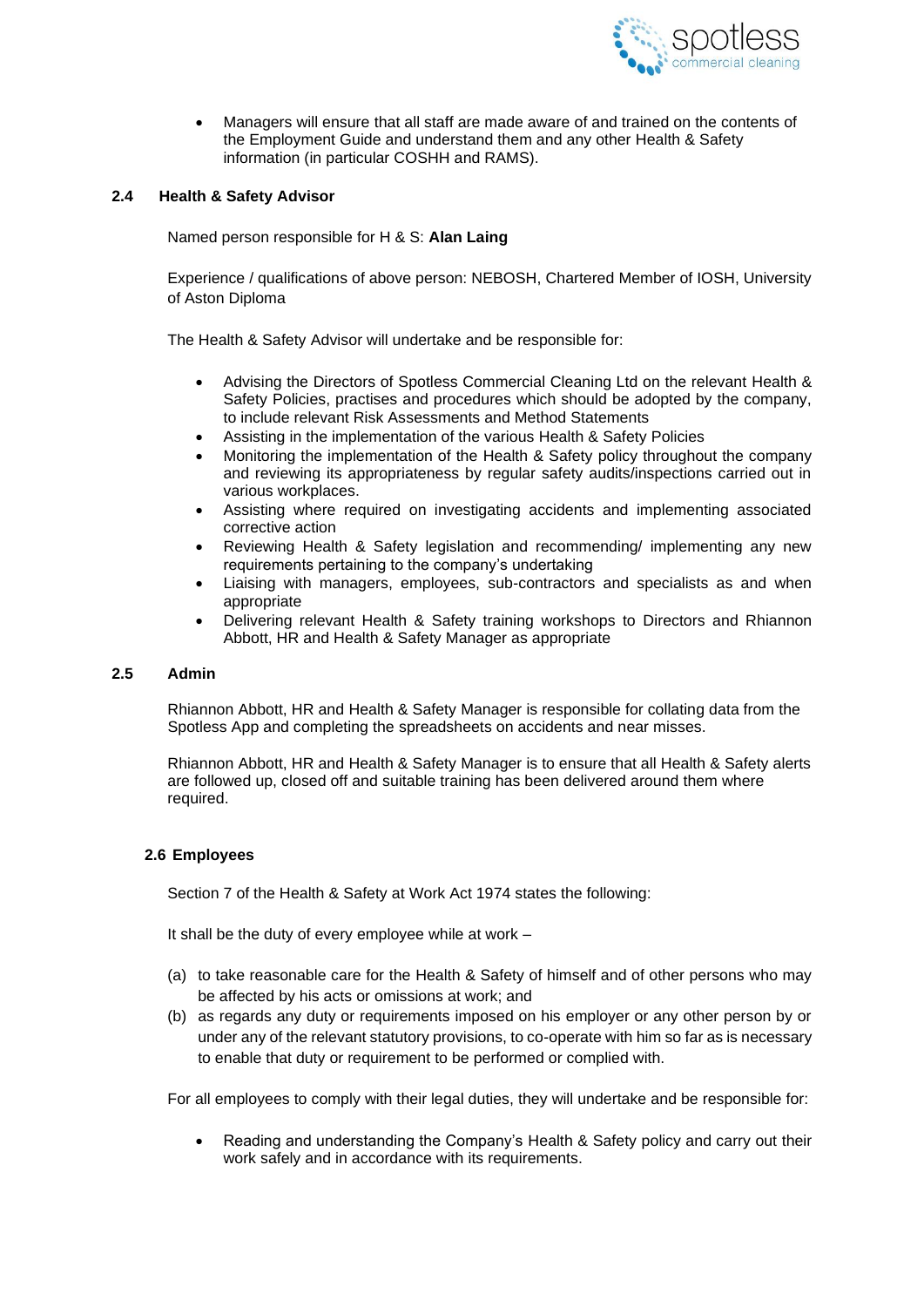- Managers will ensure that all staff are made aware of and trained on the contents of the Employment Guide and understand them and any other Health & Safety information (in particular COSHH and RAMS).

### 2.4 Health & Safety Advisor

Named person responsible for H & S: **Alan Laing**

Experience / qualifications of above person: NEBOSH, Chartered Member of IOSH, University of Aston Diploma

The Health & Safety Advisor will undertake and be responsible for:

- Advising the Directors of Spotless Commercial Cleaning Ltd on the relevant Health & Safety Policies, practises and procedures which should be adopted by the company, to include relevant Risk Assessments and Method Statements
- Assisting in the implementation of the various Health & Safety Policies
- Monitoring the implementation of the Health & Safety policy throughout the company and reviewing its appropriateness by regular safety audits/inspections carried out in various workplaces.
- Assisting where required on investigating accidents and implementing associated corrective action
- Reviewing Health & Safety legislation and recommending/ implementing any new requirements pertaining to the company's undertaking
- Liaising with managers, employees, sub-contractors and specialists as and when appropriate
- Delivering relevant Health & Safety training workshops to Directors and Rhiannon Abbott, HR and Health & Safety Manager as appropriate

### 2.5 Admin

Rhiannon Abbott, HR and Health & Safety Manager is responsible for collating data from the Spotless App and completing the spreadsheets on accidents and near misses.

Rhiannon Abbott, HR and Health & Safety Manager is to ensure that all Health & Safety alerts are followed up, closed off and suitable training has been delivered around them where required.

### 2.6 Employees

Section 7 of the Health & Safety at Work Act 1974 states the following:

It shall be the duty of every employee while at work –

(a) to take reasonable care for the Health & Safety of himself and of other persons who may be affected by his acts or omissions at work; and

(b) as regards any duty or requirements imposed on his employer or any other person by or under any of the relevant statutory provisions, to co-operate with him so far as is necessary to enable that duty or requirement to be performed or complied with.

For all employees to comply with their legal duties, they will undertake and be responsible for:

- Reading and understanding the Company's Health & Safety policy and carry out their work safely and in accordance with its requirements.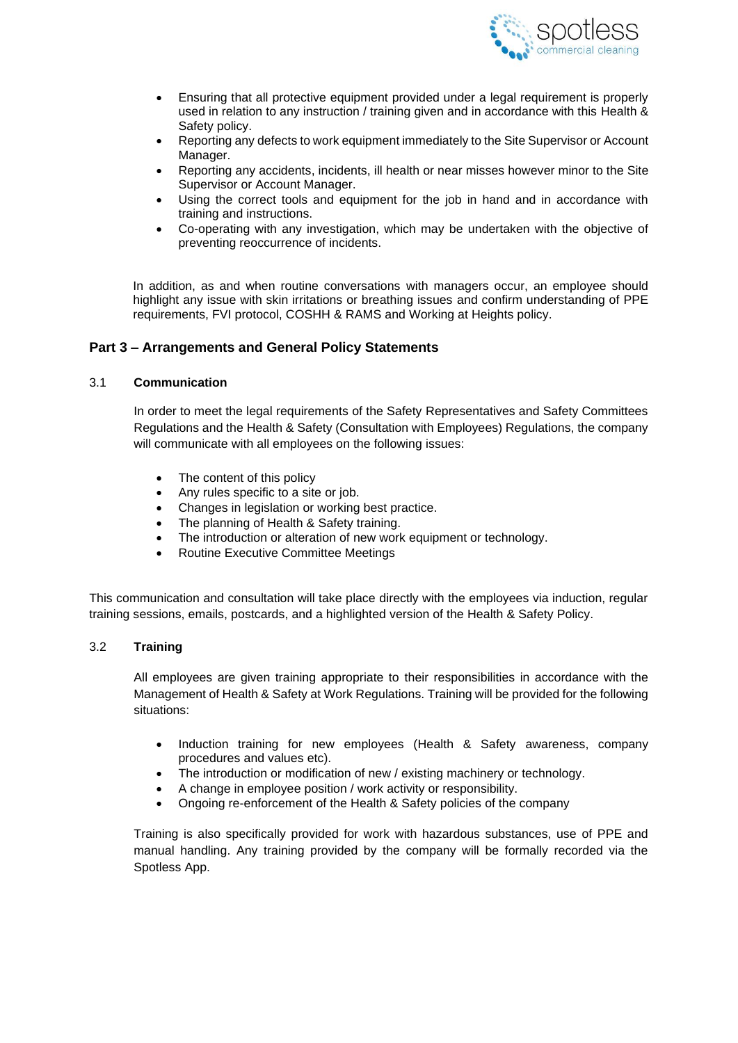- Ensuring that all protective equipment provided under a legal requirement is properly used in relation to any instruction / training given and in accordance with this Health & Safety policy.
- Reporting any defects to work equipment immediately to the Site Supervisor or Account Manager.
- Reporting any accidents, incidents, ill health or near misses however minor to the Site Supervisor or Account Manager.
- Using the correct tools and equipment for the job in hand and in accordance with training and instructions.
- Co-operating with any investigation, which may be undertaken with the objective of preventing reoccurrence of incidents.

In addition, as and when routine conversations with managers occur, an employee should highlight any issue with skin irritations or breathing issues and confirm understanding of PPE requirements, FVI protocol, COSHH & RAMS and Working at Heights policy.

## Part 3 – Arrangements and General Policy Statements

### 3.1 Communication

In order to meet the legal requirements of the Safety Representatives and Safety Committees Regulations and the Health & Safety (Consultation with Employees) Regulations, the company will communicate with all employees on the following issues:

- The content of this policy
- Any rules specific to a site or job.
- Changes in legislation or working best practice.
- The planning of Health & Safety training.
- The introduction or alteration of new work equipment or technology.
- Routine Executive Committee Meetings

This communication and consultation will take place directly with the employees via induction, regular training sessions, emails, postcards, and a highlighted version of the Health & Safety Policy.

### 3.2 Training

All employees are given training appropriate to their responsibilities in accordance with the Management of Health & Safety at Work Regulations. Training will be provided for the following situations:

- Induction training for new employees (Health & Safety awareness, company procedures and values etc).
- The introduction or modification of new / existing machinery or technology.
- A change in employee position / work activity or responsibility.
- Ongoing re-enforcement of the Health & Safety policies of the company

Training is also specifically provided for work with hazardous substances, use of PPE and manual handling. Any training provided by the company will be formally recorded via the Spotless App.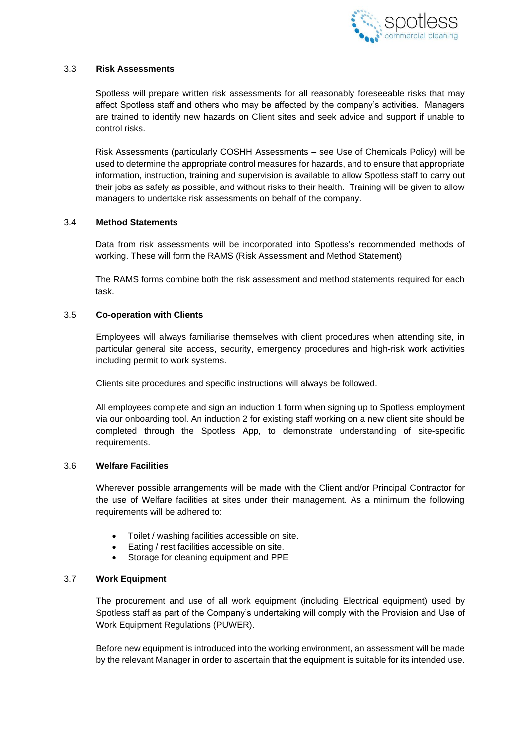### 3.3 Risk Assessments

Spotless will prepare written risk assessments for all reasonably foreseeable risks that may affect Spotless staff and others who may be affected by the company's activities. Managers are trained to identify new hazards on Client sites and seek advice and support if unable to control risks.

Risk Assessments (particularly COSHH Assessments – see Use of Chemicals Policy) will be used to determine the appropriate control measures for hazards, and to ensure that appropriate information, instruction, training and supervision is available to allow Spotless staff to carry out their jobs as safely as possible, and without risks to their health. Training will be given to allow managers to undertake risk assessments on behalf of the company.

### 3.4 Method Statements

Data from risk assessments will be incorporated into Spotless's recommended methods of working. These will form the RAMS (Risk Assessment and Method Statement)

The RAMS forms combine both the risk assessment and method statements required for each task.

### 3.5 Co-operation with Clients

Employees will always familiarise themselves with client procedures when attending site, in particular general site access, security, emergency procedures and high-risk work activities including permit to work systems.

Clients site procedures and specific instructions will always be followed.

All employees complete and sign an induction 1 form when signing up to Spotless employment via our onboarding tool. An induction 2 for existing staff working on a new client site should be completed through the Spotless App, to demonstrate understanding of site-specific requirements.

### 3.6 Welfare Facilities

Wherever possible arrangements will be made with the Client and/or Principal Contractor for the use of Welfare facilities at sites under their management. As a minimum the following requirements will be adhered to:

- Toilet / washing facilities accessible on site.
- Eating / rest facilities accessible on site.
- Storage for cleaning equipment and PPE

### 3.7 Work Equipment

The procurement and use of all work equipment (including Electrical equipment) used by Spotless staff as part of the Company's undertaking will comply with the Provision and Use of Work Equipment Regulations (PUWER).

Before new equipment is introduced into the working environment, an assessment will be made by the relevant Manager in order to ascertain that the equipment is suitable for its intended use.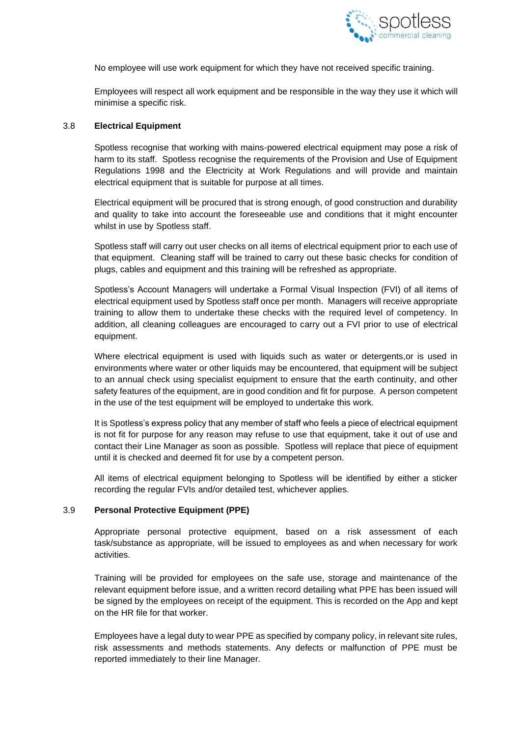No employee will use work equipment for which they have not received specific training.

Employees will respect all work equipment and be responsible in the way they use it which will minimise a specific risk.

### 3.8 Electrical Equipment

Spotless recognise that working with mains-powered electrical equipment may pose a risk of harm to its staff. Spotless recognise the requirements of the Provision and Use of Equipment Regulations 1998 and the Electricity at Work Regulations and will provide and maintain electrical equipment that is suitable for purpose at all times.

Electrical equipment will be procured that is strong enough, of good construction and durability and quality to take into account the foreseeable use and conditions that it might encounter whilst in use by Spotless staff.

Spotless staff will carry out user checks on all items of electrical equipment prior to each use of that equipment. Cleaning staff will be trained to carry out these basic checks for condition of plugs, cables and equipment and this training will be refreshed as appropriate.

Spotless's Account Managers will undertake a Formal Visual Inspection (FVI) of all items of electrical equipment used by Spotless staff once per month. Managers will receive appropriate training to allow them to undertake these checks with the required level of competency. In addition, all cleaning colleagues are encouraged to carry out a FVI prior to use of electrical equipment.

Where electrical equipment is used with liquids such as water or detergents,or is used in environments where water or other liquids may be encountered, that equipment will be subject to an annual check using specialist equipment to ensure that the earth continuity, and other safety features of the equipment, are in good condition and fit for purpose. A person competent in the use of the test equipment will be employed to undertake this work.

It is Spotless's express policy that any member of staff who feels a piece of electrical equipment is not fit for purpose for any reason may refuse to use that equipment, take it out of use and contact their Line Manager as soon as possible. Spotless will replace that piece of equipment until it is checked and deemed fit for use by a competent person.

All items of electrical equipment belonging to Spotless will be identified by either a sticker recording the regular FVIs and/or detailed test, whichever applies.

### 3.9 Personal Protective Equipment (PPE)

Appropriate personal protective equipment, based on a risk assessment of each task/substance as appropriate, will be issued to employees as and when necessary for work activities.

Training will be provided for employees on the safe use, storage and maintenance of the relevant equipment before issue, and a written record detailing what PPE has been issued will be signed by the employees on receipt of the equipment. This is recorded on the App and kept on the HR file for that worker.

Employees have a legal duty to wear PPE as specified by company policy, in relevant site rules, risk assessments and methods statements. Any defects or malfunction of PPE must be reported immediately to their line Manager.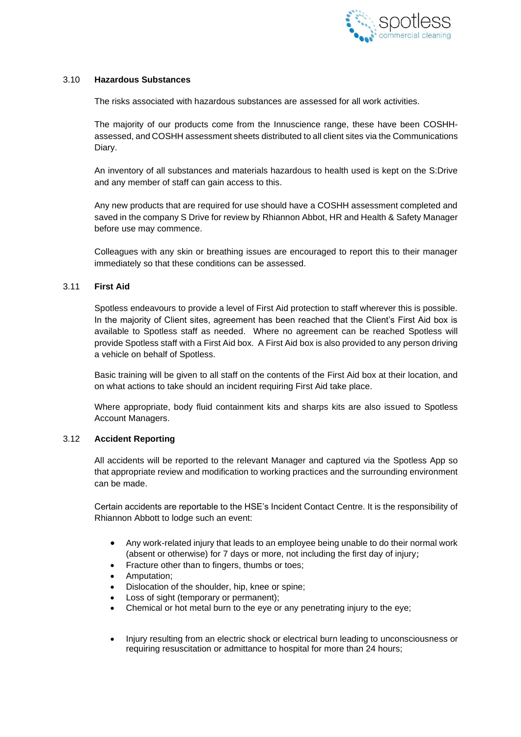### 3.10 Hazardous Substances

The risks associated with hazardous substances are assessed for all work activities.

The majority of our products come from the Innuscience range, these have been COSHH-assessed, and COSHH assessment sheets distributed to all client sites via the Communications Diary.

An inventory of all substances and materials hazardous to health used is kept on the S:Drive and any member of staff can gain access to this.

Any new products that are required for use should have a COSHH assessment completed and saved in the company S Drive for review by Rhiannon Abbot, HR and Health & Safety Manager before use may commence.

Colleagues with any skin or breathing issues are encouraged to report this to their manager immediately so that these conditions can be assessed.

### 3.11 First Aid

Spotless endeavours to provide a level of First Aid protection to staff wherever this is possible. In the majority of Client sites, agreement has been reached that the Client's First Aid box is available to Spotless staff as needed. Where no agreement can be reached Spotless will provide Spotless staff with a First Aid box. A First Aid box is also provided to any person driving a vehicle on behalf of Spotless.

Basic training will be given to all staff on the contents of the First Aid box at their location, and on what actions to take should an incident requiring First Aid take place.

Where appropriate, body fluid containment kits and sharps kits are also issued to Spotless Account Managers.

### 3.12 Accident Reporting

All accidents will be reported to the relevant Manager and captured via the Spotless App so that appropriate review and modification to working practices and the surrounding environment can be made.

Certain accidents are reportable to the HSE's Incident Contact Centre. It is the responsibility of Rhiannon Abbott to lodge such an event:

- Any work-related injury that leads to an employee being unable to do their normal work (absent or otherwise) for 7 days or more, not including the first day of injury;
- Fracture other than to fingers, thumbs or toes;
- Amputation;
- Dislocation of the shoulder, hip, knee or spine;
- Loss of sight (temporary or permanent);
- Chemical or hot metal burn to the eye or any penetrating injury to the eye;
- Injury resulting from an electric shock or electrical burn leading to unconsciousness or requiring resuscitation or admittance to hospital for more than 24 hours;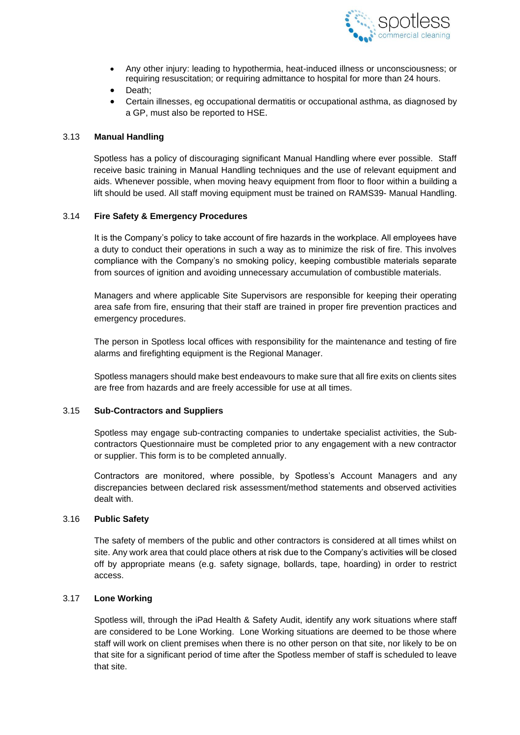- Any other injury: leading to hypothermia, heat-induced illness or unconsciousness; or requiring resuscitation; or requiring admittance to hospital for more than 24 hours.
- Death;
- Certain illnesses, eg occupational dermatitis or occupational asthma, as diagnosed by a GP, must also be reported to HSE.

### 3.13 Manual Handling

Spotless has a policy of discouraging significant Manual Handling where ever possible. Staff receive basic training in Manual Handling techniques and the use of relevant equipment and aids. Whenever possible, when moving heavy equipment from floor to floor within a building a lift should be used. All staff moving equipment must be trained on RAMS39- Manual Handling.

### 3.14 Fire Safety & Emergency Procedures

It is the Company's policy to take account of fire hazards in the workplace. All employees have a duty to conduct their operations in such a way as to minimize the risk of fire. This involves compliance with the Company's no smoking policy, keeping combustible materials separate from sources of ignition and avoiding unnecessary accumulation of combustible materials.

Managers and where applicable Site Supervisors are responsible for keeping their operating area safe from fire, ensuring that their staff are trained in proper fire prevention practices and emergency procedures.

The person in Spotless local offices with responsibility for the maintenance and testing of fire alarms and firefighting equipment is the Regional Manager.

Spotless managers should make best endeavours to make sure that all fire exits on clients sites are free from hazards and are freely accessible for use at all times.

### 3.15 Sub-Contractors and Suppliers

Spotless may engage sub-contracting companies to undertake specialist activities, the Sub-contractors Questionnaire must be completed prior to any engagement with a new contractor or supplier. This form is to be completed annually.

Contractors are monitored, where possible, by Spotless's Account Managers and any discrepancies between declared risk assessment/method statements and observed activities dealt with.

### 3.16 Public Safety

The safety of members of the public and other contractors is considered at all times whilst on site. Any work area that could place others at risk due to the Company's activities will be closed off by appropriate means (e.g. safety signage, bollards, tape, hoarding) in order to restrict access.

### 3.17 Lone Working

Spotless will, through the iPad Health & Safety Audit, identify any work situations where staff are considered to be Lone Working. Lone Working situations are deemed to be those where staff will work on client premises when there is no other person on that site, nor likely to be on that site for a significant period of time after the Spotless member of staff is scheduled to leave that site.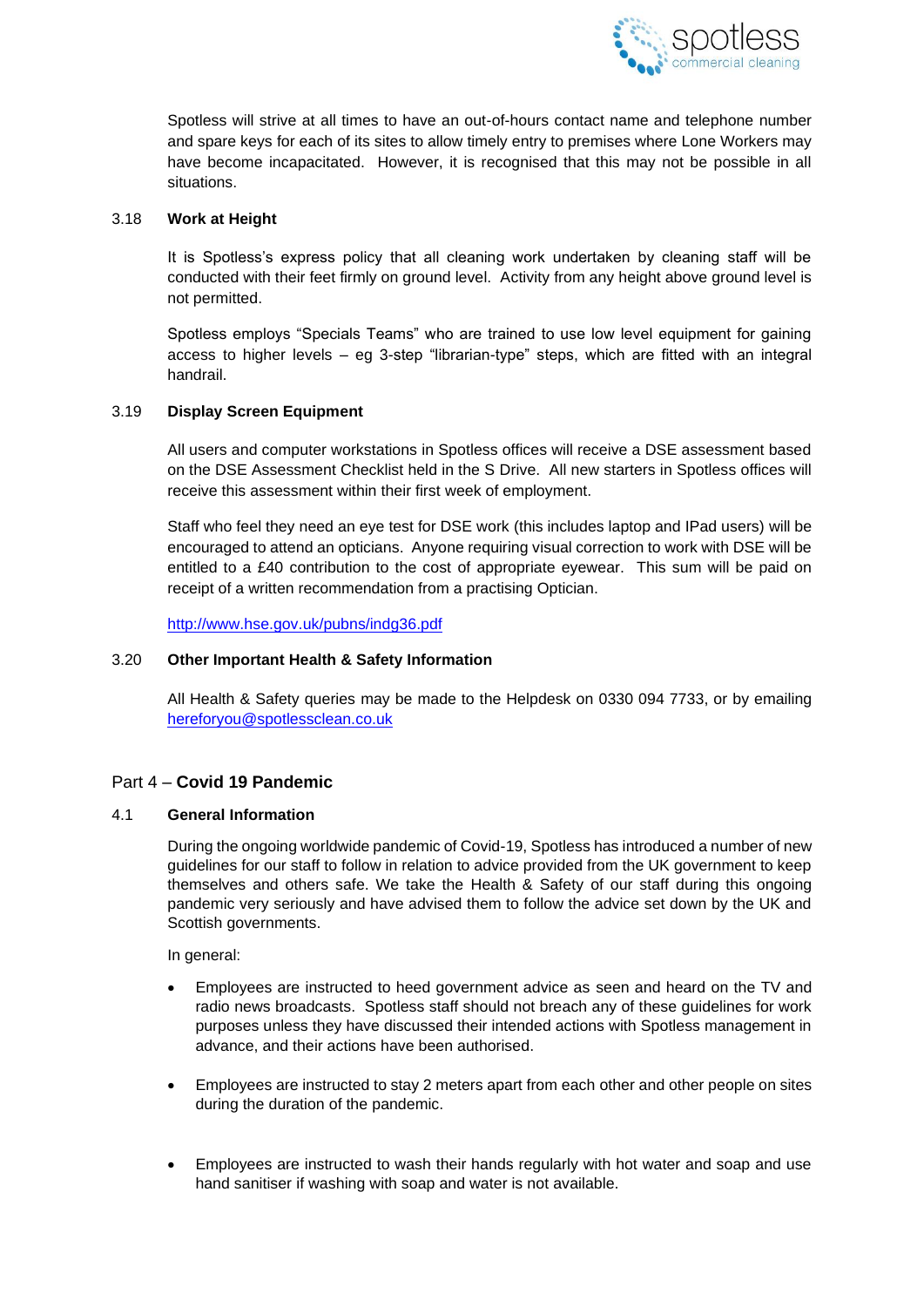Spotless will strive at all times to have an out-of-hours contact name and telephone number and spare keys for each of its sites to allow timely entry to premises where Lone Workers may have become incapacitated. However, it is recognised that this may not be possible in all situations.

### 3.18 Work at Height

It is Spotless's express policy that all cleaning work undertaken by cleaning staff will be conducted with their feet firmly on ground level. Activity from any height above ground level is not permitted.

Spotless employs "Specials Teams" who are trained to use low level equipment for gaining access to higher levels – eg 3-step "librarian-type" steps, which are fitted with an integral handrail.

### 3.19 Display Screen Equipment

All users and computer workstations in Spotless offices will receive a DSE assessment based on the DSE Assessment Checklist held in the S Drive. All new starters in Spotless offices will receive this assessment within their first week of employment.

Staff who feel they need an eye test for DSE work (this includes laptop and IPad users) will be encouraged to attend an opticians. Anyone requiring visual correction to work with DSE will be entitled to a £40 contribution to the cost of appropriate eyewear. This sum will be paid on receipt of a written recommendation from a practising Optician.

http://www.hse.gov.uk/pubns/indg36.pdf

### 3.20 Other Important Health & Safety Information

All Health & Safety queries may be made to the Helpdesk on 0330 094 7733, or by emailing hereforyou@spotlessclean.co.uk

## Part 4 – **Covid 19 Pandemic**

### 4.1 General Information

During the ongoing worldwide pandemic of Covid-19, Spotless has introduced a number of new guidelines for our staff to follow in relation to advice provided from the UK government to keep themselves and others safe. We take the Health & Safety of our staff during this ongoing pandemic very seriously and have advised them to follow the advice set down by the UK and Scottish governments.

In general:

- Employees are instructed to heed government advice as seen and heard on the TV and radio news broadcasts. Spotless staff should not breach any of these guidelines for work purposes unless they have discussed their intended actions with Spotless management in advance, and their actions have been authorised.

- Employees are instructed to stay 2 meters apart from each other and other people on sites during the duration of the pandemic.

- Employees are instructed to wash their hands regularly with hot water and soap and use hand sanitiser if washing with soap and water is not available.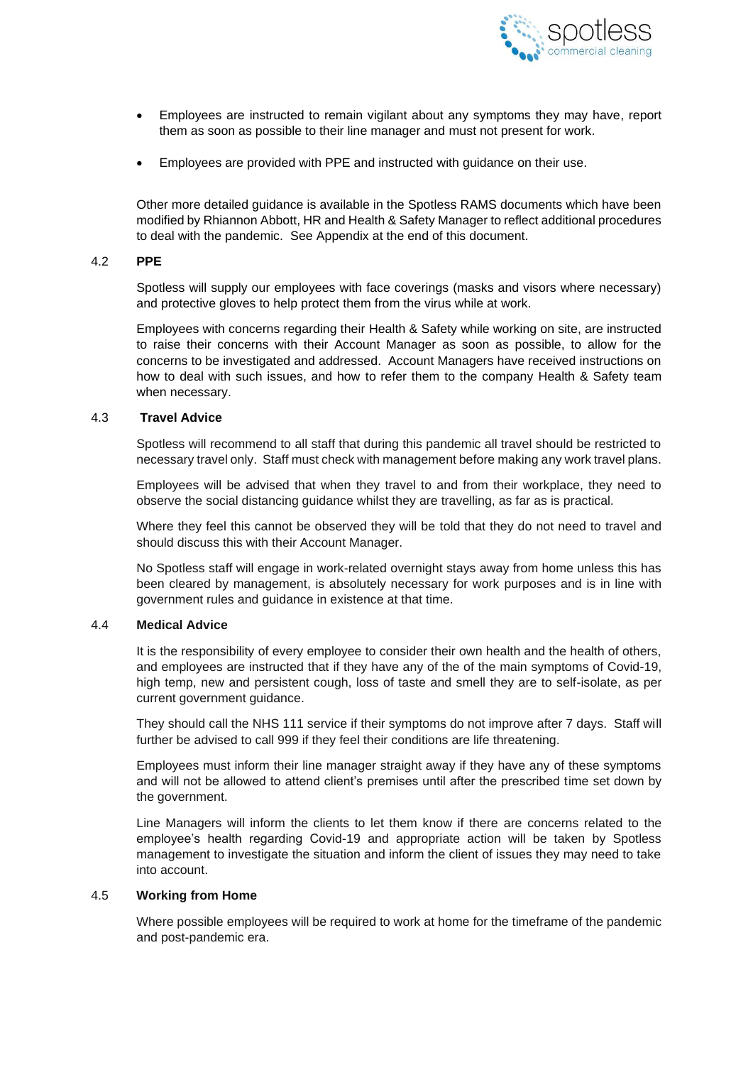- Employees are instructed to remain vigilant about any symptoms they may have, report them as soon as possible to their line manager and must not present for work.

- Employees are provided with PPE and instructed with guidance on their use.

Other more detailed guidance is available in the Spotless RAMS documents which have been modified by Rhiannon Abbott, HR and Health & Safety Manager to reflect additional procedures to deal with the pandemic. See Appendix at the end of this document.

### 4.2 PPE

Spotless will supply our employees with face coverings (masks and visors where necessary) and protective gloves to help protect them from the virus while at work.

Employees with concerns regarding their Health & Safety while working on site, are instructed to raise their concerns with their Account Manager as soon as possible, to allow for the concerns to be investigated and addressed. Account Managers have received instructions on how to deal with such issues, and how to refer them to the company Health & Safety team when necessary.

### 4.3 Travel Advice

Spotless will recommend to all staff that during this pandemic all travel should be restricted to necessary travel only. Staff must check with management before making any work travel plans.

Employees will be advised that when they travel to and from their workplace, they need to observe the social distancing guidance whilst they are travelling, as far as is practical.

Where they feel this cannot be observed they will be told that they do not need to travel and should discuss this with their Account Manager.

No Spotless staff will engage in work-related overnight stays away from home unless this has been cleared by management, is absolutely necessary for work purposes and is in line with government rules and guidance in existence at that time.

### 4.4 Medical Advice

It is the responsibility of every employee to consider their own health and the health of others, and employees are instructed that if they have any of the of the main symptoms of Covid-19, high temp, new and persistent cough, loss of taste and smell they are to self-isolate, as per current government guidance.

They should call the NHS 111 service if their symptoms do not improve after 7 days. Staff will further be advised to call 999 if they feel their conditions are life threatening.

Employees must inform their line manager straight away if they have any of these symptoms and will not be allowed to attend client's premises until after the prescribed time set down by the government.

Line Managers will inform the clients to let them know if there are concerns related to the employee's health regarding Covid-19 and appropriate action will be taken by Spotless management to investigate the situation and inform the client of issues they may need to take into account.

### 4.5 Working from Home

Where possible employees will be required to work at home for the timeframe of the pandemic and post-pandemic era.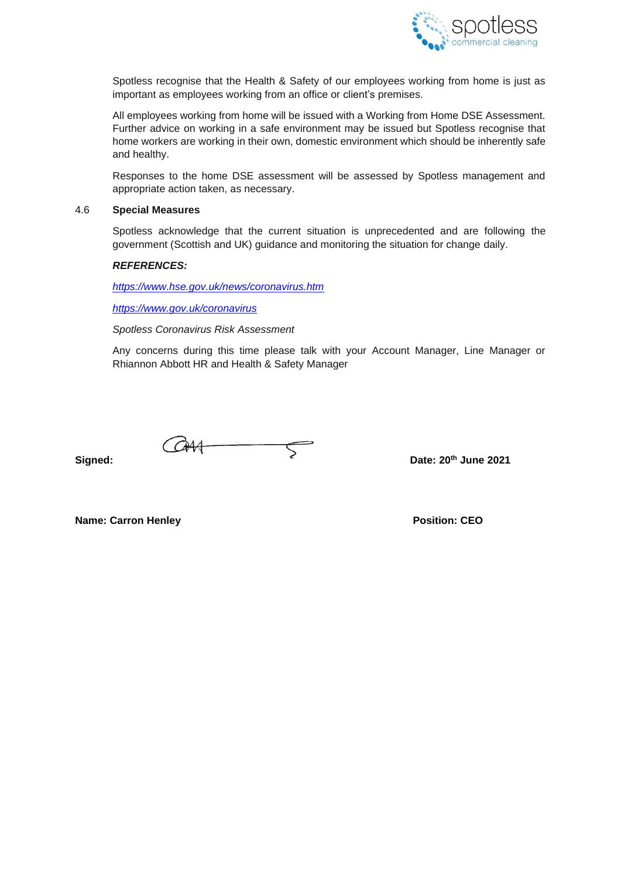Spotless recognise that the Health & Safety of our employees working from home is just as important as employees working from an office or client's premises.

All employees working from home will be issued with a Working from Home DSE Assessment. Further advice on working in a safe environment may be issued but Spotless recognise that home workers are working in their own, domestic environment which should be inherently safe and healthy.

Responses to the home DSE assessment will be assessed by Spotless management and appropriate action taken, as necessary.

### 4.6 Special Measures

Spotless acknowledge that the current situation is unprecedented and are following the government (Scottish and UK) guidance and monitoring the situation for change daily.

***REFERENCES:***

*https://www.hse.gov.uk/news/coronavirus.htm*

*https://www.gov.uk/coronavirus*

*Spotless Coronavirus Risk Assessment*

Any concerns during this time please talk with your Account Manager, Line Manager or Rhiannon Abbott HR and Health & Safety Manager

**Signed:** **Date: 20th June 2021**

**Name: Carron Henley** **Position: CEO**